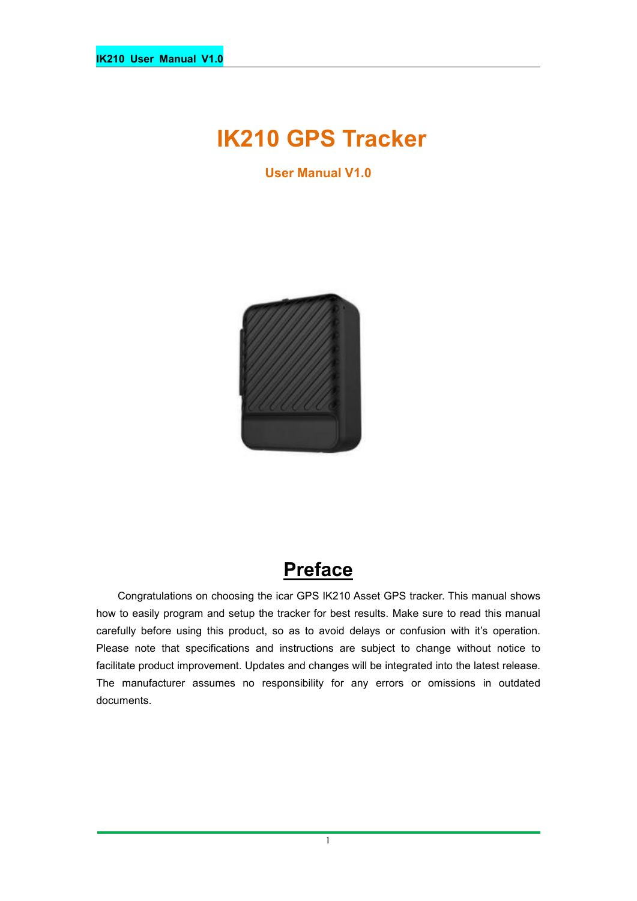# IK210 GPS Tracker

### User Manual V1.0

## Preface

Congratulations on choosing the icar GPS IK210 Asset GPS tracker. This manual shows how to easily program and setup the tracker for best results. Make sure to read this manual carefully before using this product, so as to avoid delays or confusion with it's operation. Please note that specifications and instructions are subject to change without notice to facilitate product improvement. Updates and changes will be integrated into the latest release. The manufacturer assumes no responsibility for any errors or omissions in outdated documents.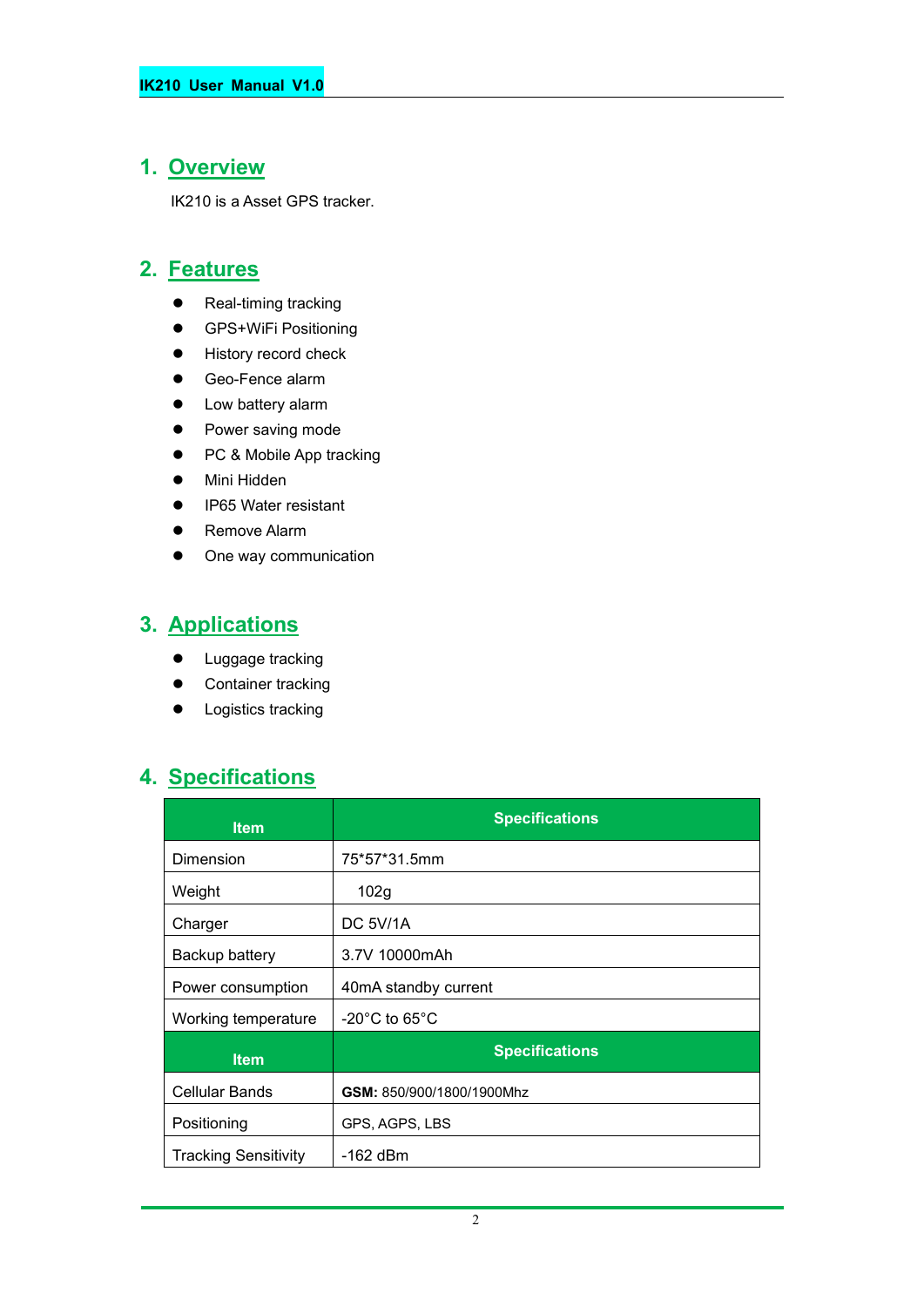## 1. Overview

IK210 is a Asset GPS tracker.

## 2. Features

- Real-timing tracking
- GPS+WiFi Positioning
- History record check
- Geo-Fence alarm
- Low battery alarm
- Power saving mode
- PC & Mobile App tracking
- Mini Hidden
- IP65 Water resistant
- Remove Alarm
- One way communication

## 3. Applications

- Luggage tracking
- Container tracking
- Logistics tracking

## 4. Specifications

| Item | Specifications |
|---|---|
| Dimension | 75*57*31.5mm |
| Weight | 102g |
| Charger | DC 5V/1A |
| Backup battery | 3.7V 10000mAh |
| Power consumption | 40mA standby current |
| Working temperature | -20°C to 65°C |
| **Item** | **Specifications** |
| Cellular Bands | **GSM:** 850/900/1800/1900Mhz |
| Positioning | GPS, AGPS, LBS |
| Tracking Sensitivity | -162 dBm |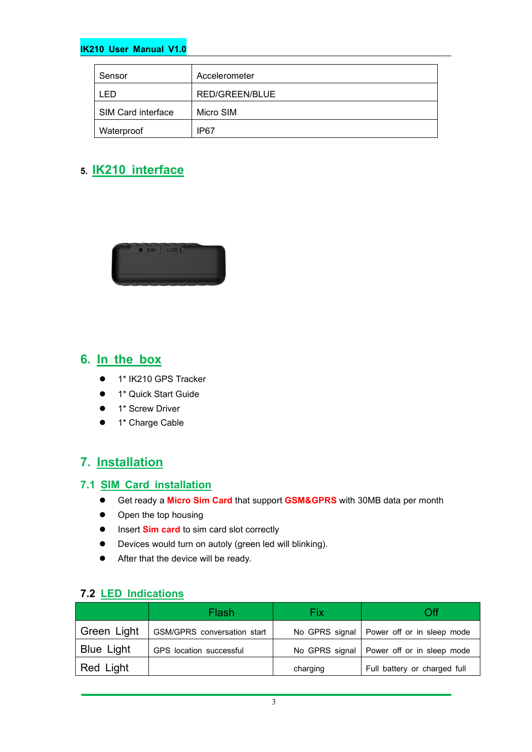| Sensor | Accelerometer |
|---|---|
| LED | RED/GREEN/BLUE |
| SIM Card interface | Micro SIM |
| Waterproof | IP67 |

## 5. IK210 interface

## 6. In the box

- 1* IK210 GPS Tracker
- 1* Quick Start Guide
- 1* Screw Driver
- 1* Charge Cable

## 7. Installation

### 7.1 SIM Card installation

- Get ready a **Micro Sim Card** that support **GSM&GPRS** with 30MB data per month
- Open the top housing
- Insert **Sim card** to sim card slot correctly
- Devices would turn on autoly (green led will blinking).
- After that the device will be ready.

### 7.2 LED Indications

| | Flash | Fix | Off |
|---|---|---|---|
| Green Light | GSM/GPRS conversation start | No GPRS signal | Power off or in sleep mode |
| Blue Light | GPS location successful | No GPRS signal | Power off or in sleep mode |
| Red Light | | charging | Full battery or charged full |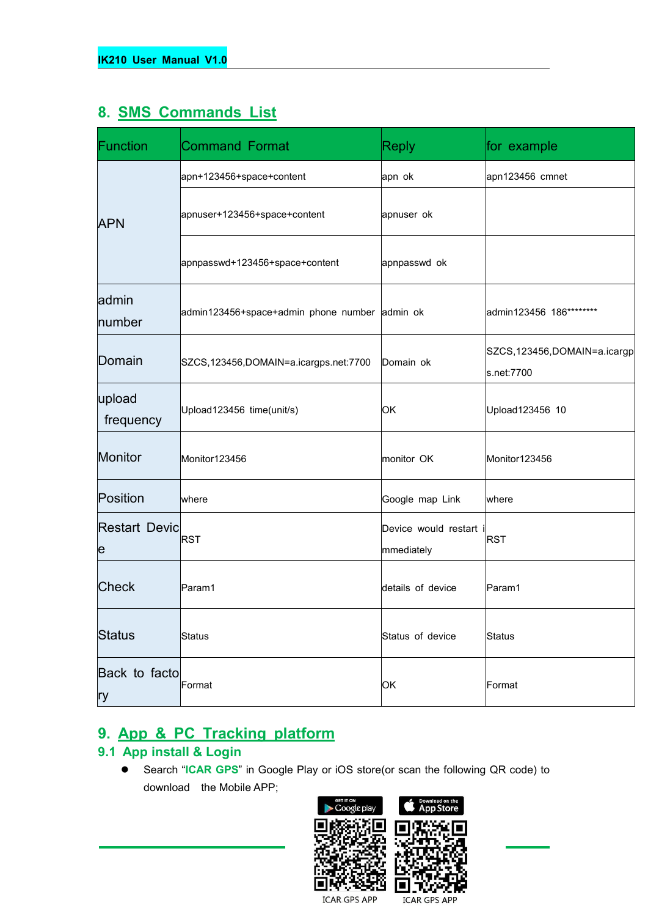## 8. SMS Commands List

| Function | Command Format | Reply | for example |
|---|---|---|---|
| APN | apn+123456+space+content | apn ok | apn123456 cmnet |
| | apnuser+123456+space+content | apnuser ok | |
| | apnpasswd+123456+space+content | apnpasswd ok | |
| admin number | admin123456+space+admin phone number | admin ok | admin123456 186******** |
| Domain | SZCS,123456,DOMAIN=a.icargps.net:7700 | Domain ok | SZCS,123456,DOMAIN=a.icargps.net:7700 |
| upload frequency | Upload123456 time(unit/s) | OK | Upload123456 10 |
| Monitor | Monitor123456 | monitor OK | Monitor123456 |
| Position | where | Google map Link | where |
| Restart Device | RST | Device would restart immediately | RST |
| Check | Param1 | details of device | Param1 |
| Status | Status | Status of device | Status |
| Back to factory | Format | OK | Format |

## 9. App & PC Tracking platform

### 9.1 App install & Login

- Search "**ICAR GPS**" in Google Play or iOS store(or scan the following QR code) to download the Mobile APP;

ICAR GPS APP ICAR GPS APP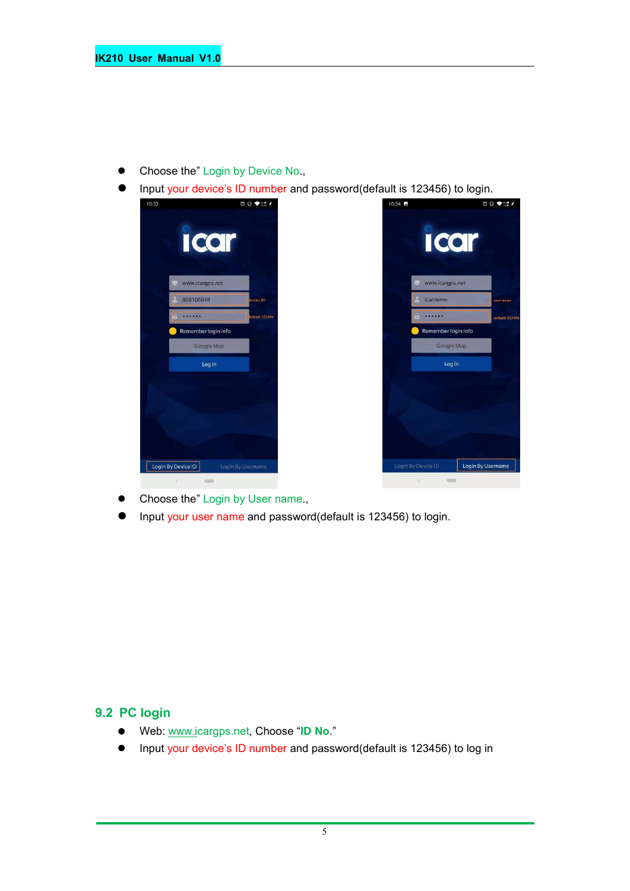- Choose the" Login by Device No.,
- Input your device's ID number and password(default is 123456) to login.

- Choose the" Login by User name.,
- Input your user name and password(default is 123456) to login.

## 9.2 PC login

- Web: www.icargps.net, Choose "**ID No**."
- Input your device's ID number and password(default is 123456) to log in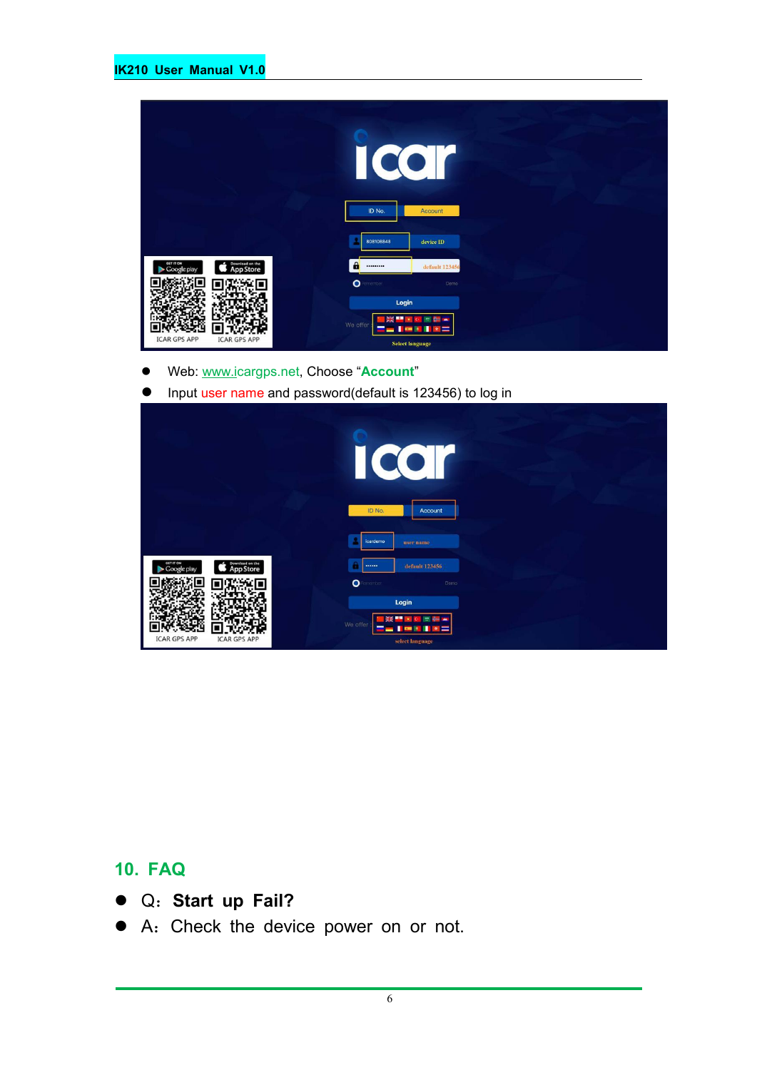- Web: www.icargps.net, Choose "**Account**"
- Input user name and password(default is 123456) to log in

## 10. FAQ

- Q: **Start up Fail?**
- A: Check the device power on or not.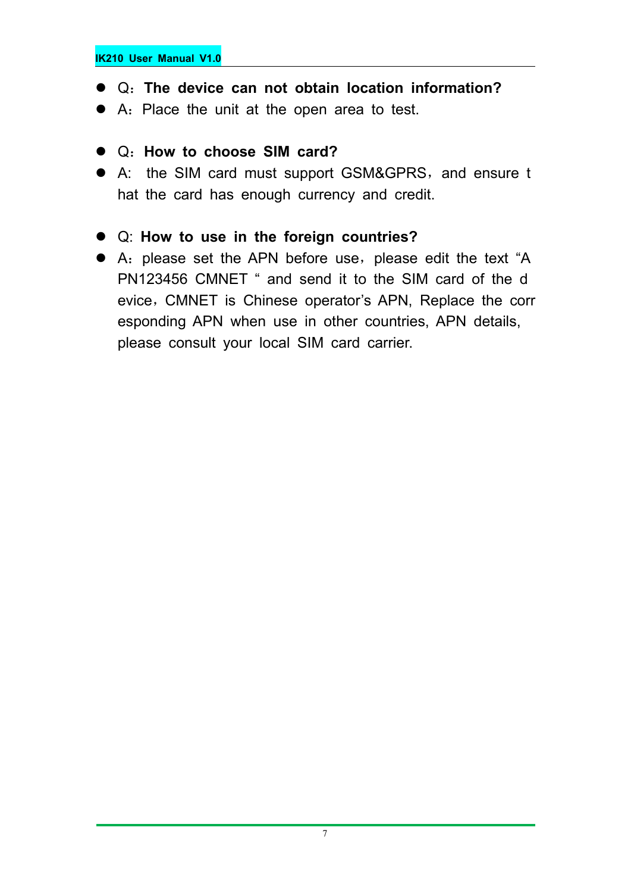- Q：**The device can not obtain location information?**
- A：Place the unit at the open area to test.

- Q：**How to choose SIM card?**
- A: the SIM card must support GSM&GPRS，and ensure that the card has enough currency and credit.

- Q: **How to use in the foreign countries?**
- A：please set the APN before use，please edit the text "APN123456 CMNET " and send it to the SIM card of the device，CMNET is Chinese operator's APN, Replace the corresponding APN when use in other countries, APN details, please consult your local SIM card carrier.